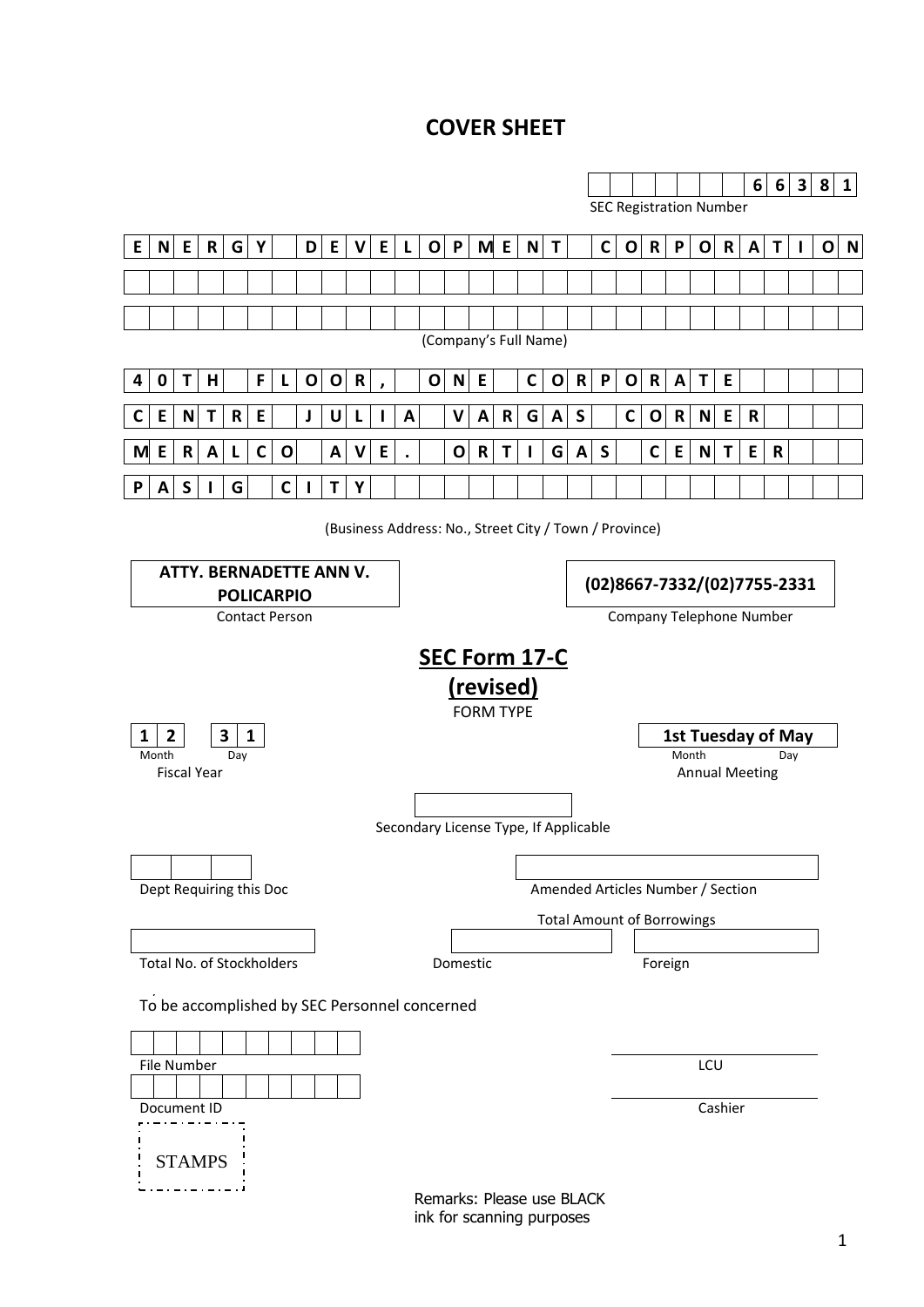# COVER SHEET

**66381**

SEC Registration Number

**ENERGY DEVELOPMENT CORPORATION**

(Company's Full Name)

**40TH FLOOR, ONE CORPORATE CENTRE JULIA VARGAS CORNER MERALCO AVE. ORTIGAS CENTER PASIG CITY**

(Business Address: No., Street City / Town / Province)

**ATTY. BERNADETTE ANN V. POLICARPIO**

Contact Person

**(02)8667-7332/(02)7755-2331**

Company Telephone Number

## SEC Form 17-C (revised)

FORM TYPE

**12** / **31**

Month / Day

Fiscal Year

**1st Tuesday of May**

Month / Day

Annual Meeting

Secondary License Type, If Applicable

Dept Requiring this Doc

Amended Articles Number / Section

Total Amount of Borrowings

Total No. of Stockholders

Domestic

Foreign

To be accomplished by SEC Personnel concerned

File Number

LCU

Document ID

Cashier

STAMPS

Remarks: Please use BLACK ink for scanning purposes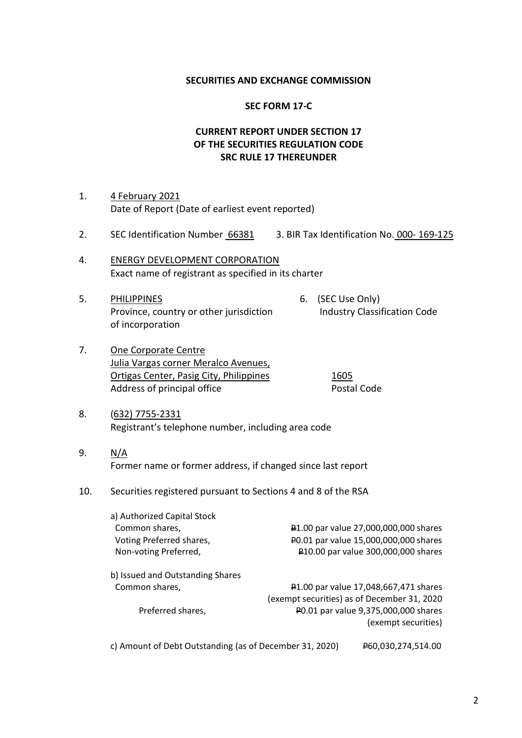**SECURITIES AND EXCHANGE COMMISSION**

**SEC FORM 17-C**

**CURRENT REPORT UNDER SECTION 17**
**OF THE SECURITIES REGULATION CODE**
**SRC RULE 17 THEREUNDER**

1. 4 February 2021
   Date of Report (Date of earliest event reported)

2. SEC Identification Number 66381 3. BIR Tax Identification No. 000- 169-125

4. ENERGY DEVELOPMENT CORPORATION
   Exact name of registrant as specified in its charter

5. PHILIPPINES
   Province, country or other jurisdiction of incorporation

6. (SEC Use Only)
   Industry Classification Code

7. One Corporate Centre
   Julia Vargas corner Meralco Avenues,
   Ortigas Center, Pasig City, Philippines
   Address of principal office

   1605
   Postal Code

8. (632) 7755-2331
   Registrant's telephone number, including area code

9. N/A
   Former name or former address, if changed since last report

10. Securities registered pursuant to Sections 4 and 8 of the RSA

    a) Authorized Capital Stock

    | | |
    |---|---|
    | Common shares, | ₱1.00 par value 27,000,000,000 shares |
    | Voting Preferred shares, | ₱0.01 par value 15,000,000,000 shares |
    | Non-voting Preferred, | ₱10.00 par value 300,000,000 shares |

    b) Issued and Outstanding Shares

    | | |
    |---|---|
    | Common shares, | ₱1.00 par value 17,048,667,471 shares (exempt securities) as of December 31, 2020 |
    | Preferred shares, | ₱0.01 par value 9,375,000,000 shares (exempt securities) |

    c) Amount of Debt Outstanding (as of December 31, 2020) ₱60,030,274,514.00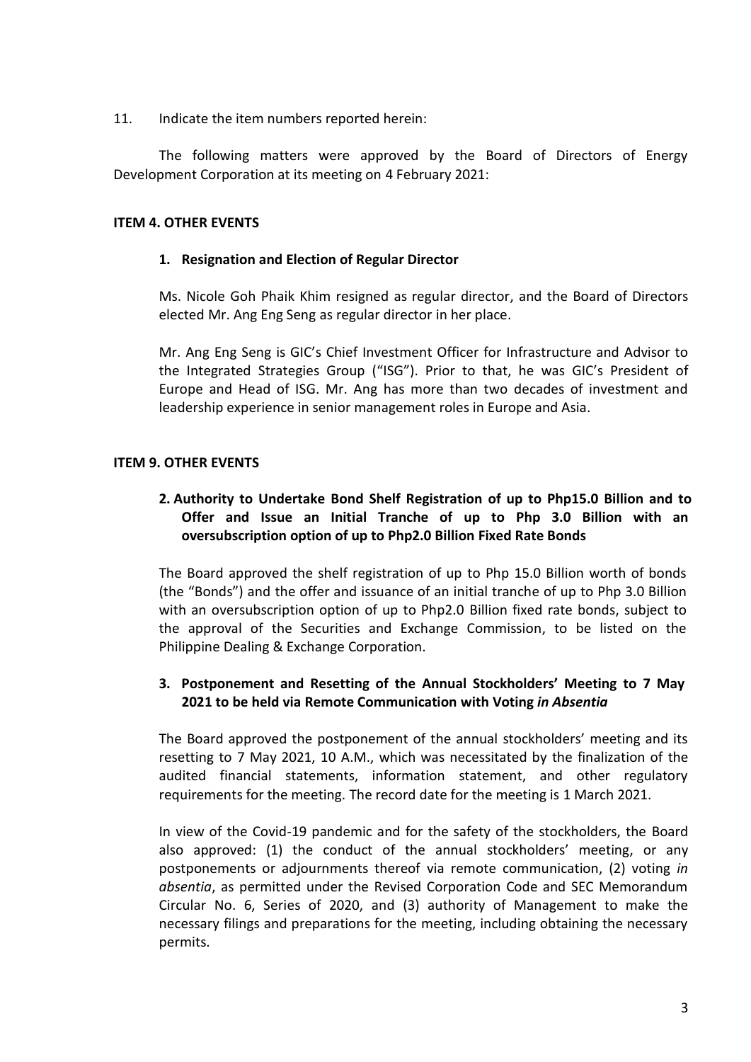11. Indicate the item numbers reported herein:

The following matters were approved by the Board of Directors of Energy Development Corporation at its meeting on 4 February 2021:

**ITEM 4. OTHER EVENTS**

**1. Resignation and Election of Regular Director**

Ms. Nicole Goh Phaik Khim resigned as regular director, and the Board of Directors elected Mr. Ang Eng Seng as regular director in her place.

Mr. Ang Eng Seng is GIC's Chief Investment Officer for Infrastructure and Advisor to the Integrated Strategies Group ("ISG"). Prior to that, he was GIC's President of Europe and Head of ISG. Mr. Ang has more than two decades of investment and leadership experience in senior management roles in Europe and Asia.

**ITEM 9. OTHER EVENTS**

**2. Authority to Undertake Bond Shelf Registration of up to Php15.0 Billion and to Offer and Issue an Initial Tranche of up to Php 3.0 Billion with an oversubscription option of up to Php2.0 Billion Fixed Rate Bonds**

The Board approved the shelf registration of up to Php 15.0 Billion worth of bonds (the "Bonds") and the offer and issuance of an initial tranche of up to Php 3.0 Billion with an oversubscription option of up to Php2.0 Billion fixed rate bonds, subject to the approval of the Securities and Exchange Commission, to be listed on the Philippine Dealing & Exchange Corporation.

**3. Postponement and Resetting of the Annual Stockholders' Meeting to 7 May 2021 to be held via Remote Communication with Voting *in Absentia***

The Board approved the postponement of the annual stockholders' meeting and its resetting to 7 May 2021, 10 A.M., which was necessitated by the finalization of the audited financial statements, information statement, and other regulatory requirements for the meeting. The record date for the meeting is 1 March 2021.

In view of the Covid-19 pandemic and for the safety of the stockholders, the Board also approved: (1) the conduct of the annual stockholders' meeting, or any postponements or adjournments thereof via remote communication, (2) voting *in absentia*, as permitted under the Revised Corporation Code and SEC Memorandum Circular No. 6, Series of 2020, and (3) authority of Management to make the necessary filings and preparations for the meeting, including obtaining the necessary permits.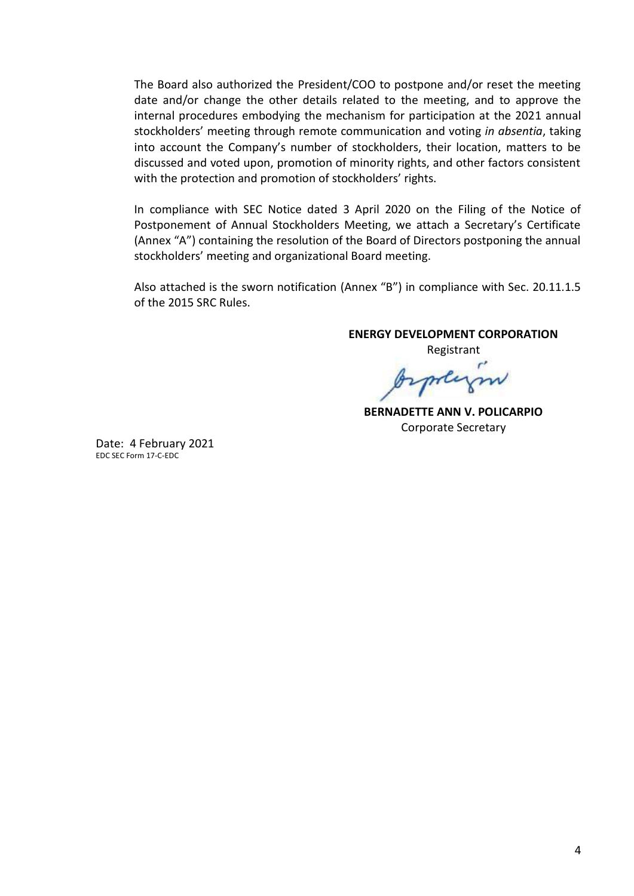The Board also authorized the President/COO to postpone and/or reset the meeting date and/or change the other details related to the meeting, and to approve the internal procedures embodying the mechanism for participation at the 2021 annual stockholders' meeting through remote communication and voting *in absentia*, taking into account the Company's number of stockholders, their location, matters to be discussed and voted upon, promotion of minority rights, and other factors consistent with the protection and promotion of stockholders' rights.

In compliance with SEC Notice dated 3 April 2020 on the Filing of the Notice of Postponement of Annual Stockholders Meeting, we attach a Secretary's Certificate (Annex "A") containing the resolution of the Board of Directors postponing the annual stockholders' meeting and organizational Board meeting.

Also attached is the sworn notification (Annex "B") in compliance with Sec. 20.11.1.5 of the 2015 SRC Rules.

**ENERGY DEVELOPMENT CORPORATION**
Registrant

**BERNADETTE ANN V. POLICARPIO**
Corporate Secretary

Date: 4 February 2021
EDC SEC Form 17-C-EDC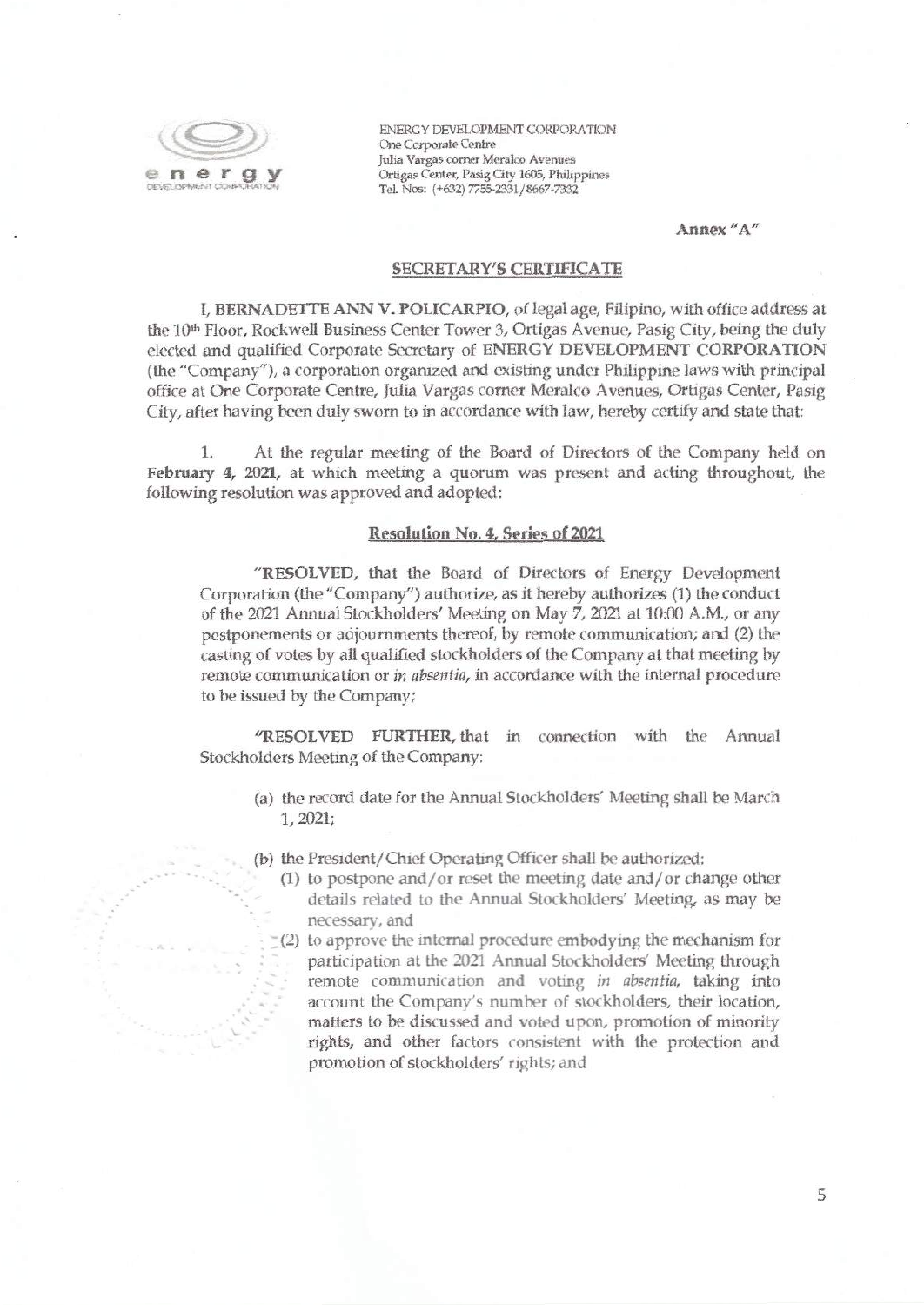ENERGY DEVELOPMENT CORPORATION
One Corporate Centre
Julia Vargas corner Meralco Avenues
Ortigas Center, Pasig City 1605, Philippines
Tel. Nos: (+632) 7755-2331/8667-7332

**Annex "A"**

## SECRETARY'S CERTIFICATE

I, **BERNADETTE ANN V. POLICARPIO**, of legal age, Filipino, with office address at the 10th Floor, Rockwell Business Center Tower 3, Ortigas Avenue, Pasig City, being the duly elected and qualified Corporate Secretary of **ENERGY DEVELOPMENT CORPORATION** (the "Company"), a corporation organized and existing under Philippine laws with principal office at One Corporate Centre, Julia Vargas corner Meralco Avenues, Ortigas Center, Pasig City, after having been duly sworn to in accordance with law, hereby certify and state that:

1. At the regular meeting of the Board of Directors of the Company held on **February 4, 2021**, at which meeting a quorum was present and acting throughout, the following resolution was approved and adopted:

### Resolution No. 4, Series of 2021

"**RESOLVED**, that the Board of Directors of Energy Development Corporation (the "Company") authorize, as it hereby authorizes (1) the conduct of the 2021 Annual Stockholders' Meeting on May 7, 2021 at 10:00 A.M., or any postponements or adjournments thereof, by remote communication; and (2) the casting of votes by all qualified stockholders of the Company at that meeting by remote communication or *in absentia*, in accordance with the internal procedure to be issued by the Company;

"**RESOLVED FURTHER**, that in connection with the Annual Stockholders Meeting of the Company:

(a) the record date for the Annual Stockholders' Meeting shall be March 1, 2021;

(b) the President/Chief Operating Officer shall be authorized:

(1) to postpone and/or reset the meeting date and/or change other details related to the Annual Stockholders' Meeting, as may be necessary, and

(2) to approve the internal procedure embodying the mechanism for participation at the 2021 Annual Stockholders' Meeting through remote communication and voting *in absentia*, taking into account the Company's number of stockholders, their location, matters to be discussed and voted upon, promotion of minority rights, and other factors consistent with the protection and promotion of stockholders' rights; and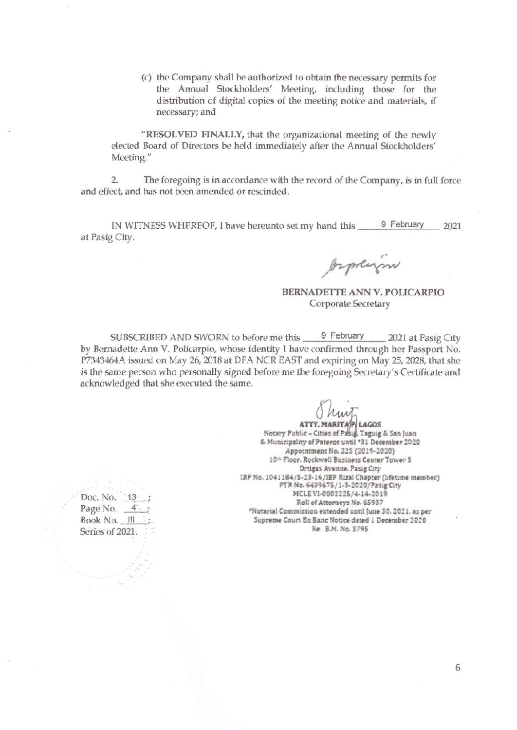(c) the Company shall be authorized to obtain the necessary permits for the Annual Stockholders' Meeting, including those for the distribution of digital copies of the meeting notice and materials, if necessary; and

"**RESOLVED FINALLY,** that the organizational meeting of the newly elected Board of Directors be held immediately after the Annual Stockholders' Meeting."

2. The foregoing is in accordance with the record of the Company, is in full force and effect, and has not been amended or rescinded.

IN WITNESS WHEREOF, I have hereunto set my hand this 9 February 2021 at Pasig City.

**BERNADETTE ANN V. POLICARPIO**
Corporate Secretary

SUBSCRIBED AND SWORN to before me this 9 February 2021 at Pasig City by Bernadette Ann V. Policarpio, whose identity I have confirmed through her Passport No. P7343464A issued on May 26, 2018 at DFA NCR EAST and expiring on May 25, 2028, that she is the same person who personally signed before me the foregoing Secretary's Certificate and acknowledged that she executed the same.

**ATTY. MARITA P. LAGOS**
Notary Public – Cities of Pasig, Taguig & San Juan
& Municipality of Pateros until *31 December 2020
Appointment No. 223 (2019-2020)
10th Floor, Rockwell Business Center Tower 3
Ortigas Avenue, Pasig City
IBP No. 1041184/5-23-16/IBP Rizal Chapter (lifetime member)
PTR No. 6439675/1-3-2020/Pasig City
MCLE VI-0002225/4-14-2019
Roll of Attorneys No. 65937
*Notarial Commission extended until June 30, 2021, as per Supreme Court En Banc Notice dated 1 December 2020
Re: B.M. No. 3795

Doc. No. 13 ;
Page No. 4 ;
Book No. III ;
Series of 2021.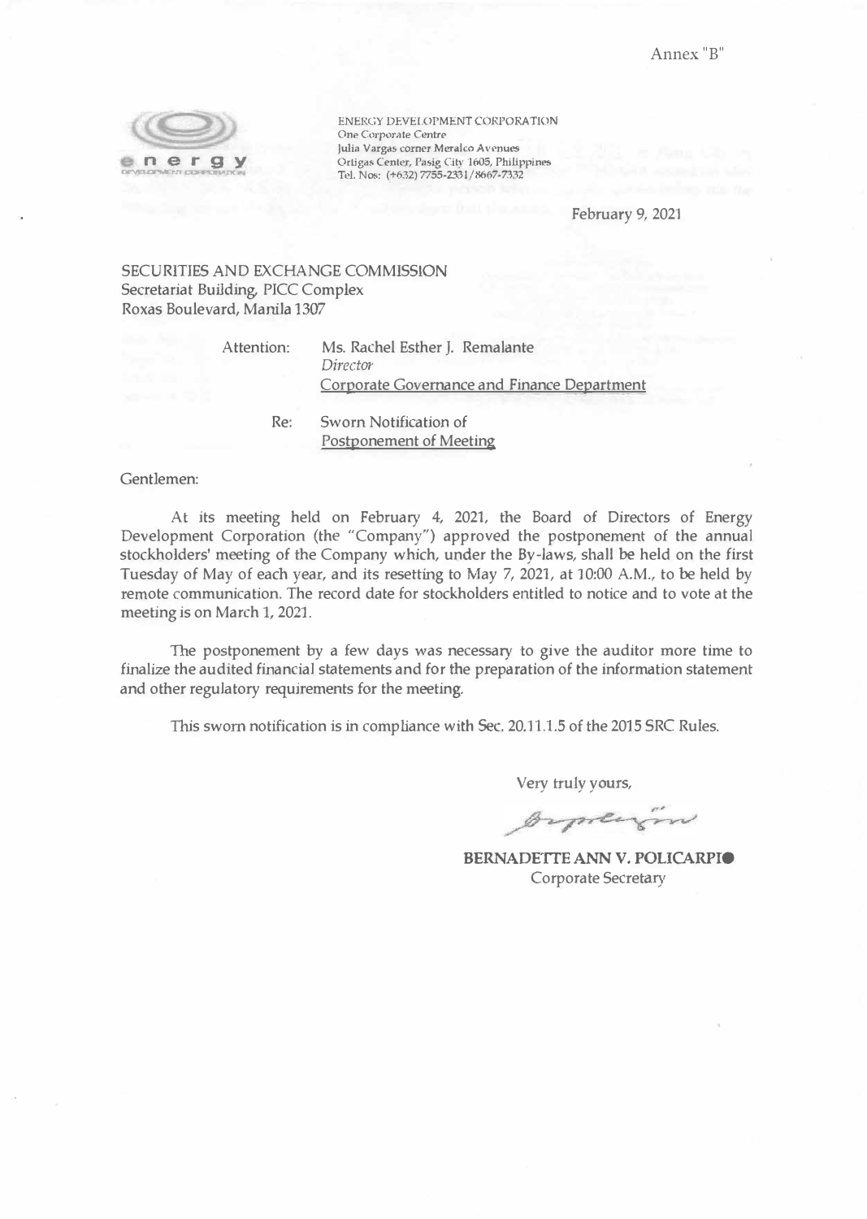Annex "B"

ENERGY DEVELOPMENT CORPORATION
One Corporate Centre
Julia Vargas corner Meralco Avenues
Ortigas Center, Pasig City 1605, Philippines
Tel. Nos: (+632) 7755-2331/8667-7332

February 9, 2021

SECURITIES AND EXCHANGE COMMISSION
Secretariat Building, PICC Complex
Roxas Boulevard, Manila 1307

Attention: Ms. Rachel Esther J. Remalante
*Director*
Corporate Governance and Finance Department

Re: Sworn Notification of
Postponement of Meeting

Gentlemen:

At its meeting held on February 4, 2021, the Board of Directors of Energy Development Corporation (the "Company") approved the postponement of the annual stockholders' meeting of the Company which, under the By-laws, shall be held on the first Tuesday of May of each year, and its resetting to May 7, 2021, at 10:00 A.M., to be held by remote communication. The record date for stockholders entitled to notice and to vote at the meeting is on March 1, 2021.

The postponement by a few days was necessary to give the auditor more time to finalize the audited financial statements and for the preparation of the information statement and other regulatory requirements for the meeting.

This sworn notification is in compliance with Sec. 20.11.1.5 of the 2015 SRC Rules.

Very truly yours,

**BERNADETTE ANN V. POLICARPIO**
Corporate Secretary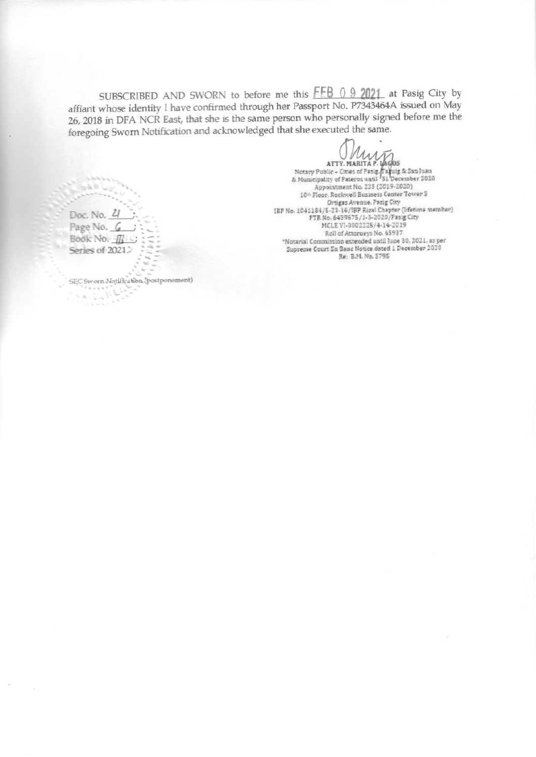SUBSCRIBED AND SWORN to before me this FEB 09 2021 at Pasig City by affiant whose identity I have confirmed through her Passport No. P7343464A issued on May 26, 2018 in DFA NCR East, that she is the same person who personally signed before me the foregoing Sworn Notification and acknowledged that she executed the same.

ATTY. MARITA P. LAGOS
Notary Public – Cities of Pasig, Taguig & San Juan
& Municipality of Pateros until 31 December 2020
Appointment No. 223 (2019-2020)
10th Floor, Rockwell Business Center Tower 3
Ortigas Avenue, Pasig City
IBP No. 1041184/5-23-16/IBP Rizal Chapter (lifetime member)
PTR No. 6439675/1-3-2020/Pasig City
MCLE VI-0002225/4-14-2019
Roll of Attorneys No. 65937
*Notarial Commission extended until June 30, 2021, as per
Supreme Court En Banc Notice dated 1 December 2020
Re: B.M. No. 3795

Doc. No. 21;
Page No. 6;
Book No. III;
Series of 2021.

SEC Sworn Notification (postponement)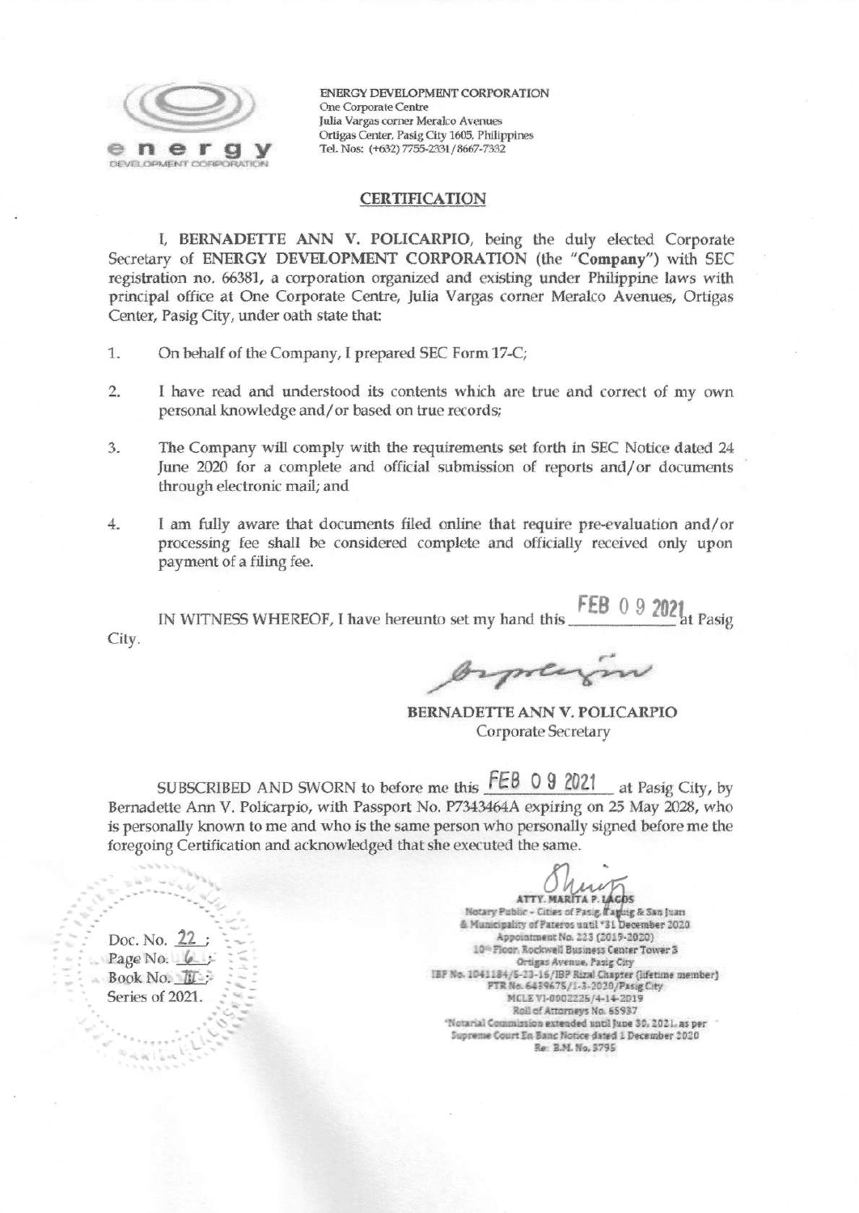ENERGY DEVELOPMENT CORPORATION
One Corporate Centre
Julia Vargas corner Meralco Avenues
Ortigas Center, Pasig City 1605, Philippines
Tel. Nos: (+632) 7755-2331 / 8667-7332

## CERTIFICATION

I, **BERNADETTE ANN V. POLICARPIO**, being the duly elected Corporate Secretary of **ENERGY DEVELOPMENT CORPORATION** (the "**Company**") with SEC registration no. 66381, a corporation organized and existing under Philippine laws with principal office at One Corporate Centre, Julia Vargas corner Meralco Avenues, Ortigas Center, Pasig City, under oath state that:

1. On behalf of the Company, I prepared SEC Form 17-C;
2. I have read and understood its contents which are true and correct of my own personal knowledge and/or based on true records;
3. The Company will comply with the requirements set forth in SEC Notice dated 24 June 2020 for a complete and official submission of reports and/or documents through electronic mail; and
4. I am fully aware that documents filed online that require pre-evaluation and/or processing fee shall be considered complete and officially received only upon payment of a filing fee.

IN WITNESS WHEREOF, I have hereunto set my hand this FEB 09 2021 at Pasig City.

**BERNADETTE ANN V. POLICARPIO**
Corporate Secretary

SUBSCRIBED AND SWORN to before me this FEB 09 2021 at Pasig City, by Bernadette Ann V. Policarpio, with Passport No. P7343464A expiring on 25 May 2028, who is personally known to me and who is the same person who personally signed before me the foregoing Certification and acknowledged that she executed the same.

Doc. No. 22 ;
Page No. 6 ;
Book No. III ;
Series of 2021.

ATTY. MARITA P. LAGOS
Notary Public - Cities of Pasig, Taguig & San Juan
& Municipality of Pateros until *31 December 2020
Appointment No. 223 (2019-2020)
10th Floor, Rockwell Business Center Tower 3
Ortigas Avenue, Pasig City
IBP No. 1041184/6-23-16/IBP Rizal Chapter (lifetime member)
PTR No. 6439675/1-3-2020/Pasig City
MCLE VI-0002225/4-14-2019
Roll of Attorneys No. 65937
*Notarial Commission extended until June 30, 2021, as per Supreme Court En Banc Notice dated 1 December 2020
Re: B.M. No. 3795